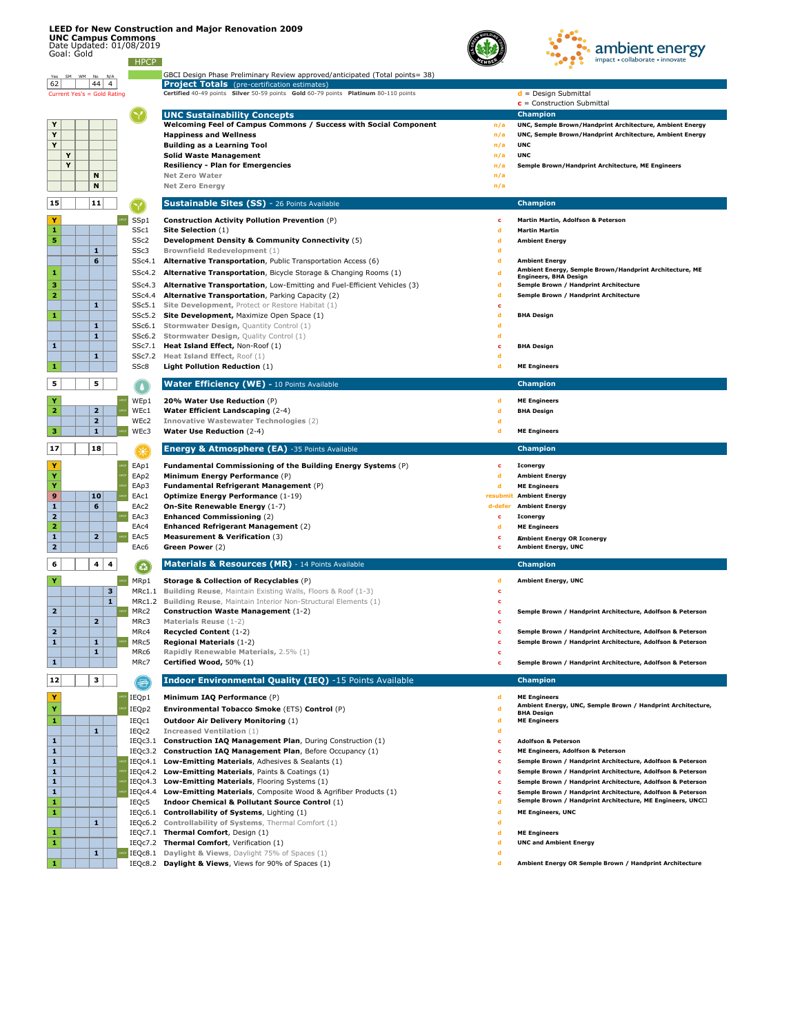# LEED for New Construction and Major Renovation 2009

**UNC Campus Commons**
Date Updated: 01/08/2019
Goal: Gold

HPCP = GBCI Design Phase Preliminary Review approved/anticipated (Total points= 38)

Current Yes's = Gold Rating

**d** = Design Submittal
**c** = Construction Submittal

| Yes | SM | WM | No | N/A | HPCP | Credit | Description | Submittal | Champion |
|---|---|---|---|---|---|---|---|---|---|
| 62 | | | 44 | 4 | | | **Project Totals** (pre-certification estimates) — Certified 40-49 points, Silver 50-59 points, Gold 60-79 points, Platinum 80-110 points | | |
| | | | | | | | **UNC Sustainability Concepts** | | **Champion** |
| Y | | | | | | | **Welcoming Feel of Campus Commons / Success with Social Component** | n/a | UNC, Semple Brown/Handprint Architecture, Ambient Energy |
| Y | | | | | | | **Happiness and Wellness** | n/a | UNC, Semple Brown/Handprint Architecture, Ambient Energy |
| Y | | | | | | | **Building as a Learning Tool** | n/a | UNC |
| | Y | | | | | | **Solid Waste Management** | n/a | UNC |
| | Y | | | | | | **Resiliency - Plan for Emergencies** | n/a | Semple Brown/Handprint Architecture, ME Engineers |
| | | | N | | | | Net Zero Water | n/a | |
| | | | N | | | | Net Zero Energy | n/a | |
| 15 | | | 11 | | | | **Sustainable Sites (SS)** - 26 Points Available | | **Champion** |
| Y | | | | | HPCP | SSp1 | **Construction Activity Pollution Prevention** (P) | c | Martin Martin, Adolfson & Peterson |
| 1 | | | | | | SSc1 | **Site Selection** (1) | d | Martin Martin |
| 5 | | | | | | SSc2 | **Development Density & Community Connectivity** (5) | d | Ambient Energy |
| | | | 1 | | | SSc3 | Brownfield Redevelopment (1) | d | |
| | | | 6 | | | SSc4.1 | **Alternative Transportation**, Public Transportation Access (6) | d | Ambient Energy |
| 1 | | | | | | SSc4.2 | **Alternative Transportation**, Bicycle Storage & Changing Rooms (1) | d | Ambient Energy, Semple Brown/Handprint Architecture, ME Engineers, BHA Design |
| 3 | | | | | | SSc4.3 | **Alternative Transportation**, Low-Emitting and Fuel-Efficient Vehicles (3) | d | Semple Brown / Handprint Architecture |
| 2 | | | | | | SSc4.4 | **Alternative Transportation**, Parking Capacity (2) | d | Semple Brown / Handprint Architecture |
| | | | 1 | | | SSc5.1 | Site Development, Protect or Restore Habitat (1) | c | |
| 1 | | | | | | SSc5.2 | **Site Development**, Maximize Open Space (1) | d | BHA Design |
| | | | 1 | | | SSc6.1 | Stormwater Design, Quantity Control (1) | d | |
| | | | 1 | | | SSc6.2 | Stormwater Design, Quality Control (1) | d | |
| 1 | | | | | | SSc7.1 | **Heat Island Effect**, Non-Roof (1) | c | BHA Design |
| | | | 1 | | | SSc7.2 | Heat Island Effect, Roof (1) | d | |
| 1 | | | | | | SSc8 | **Light Pollution Reduction** (1) | d | ME Engineers |
| 5 | | | 5 | | | | **Water Efficiency (WE)** - 10 Points Available | | **Champion** |
| Y | | | | | HPCP | WEp1 | **20% Water Use Reduction** (P) | d | ME Engineers |
| 2 | | | 2 | | HPCP | WEc1 | **Water Efficient Landscaping** (2-4) | d | BHA Design |
| | | | 2 | | | WEc2 | Innovative Wastewater Technologies (2) | d | |
| 3 | | | 1 | | HPCP | WEc3 | **Water Use Reduction** (2-4) | d | ME Engineers |
| 17 | | | 18 | | | | **Energy & Atmosphere (EA)** -35 Points Available | | **Champion** |
| Y | | | | | HPCP | EAp1 | **Fundamental Commissioning of the Building Energy Systems** (P) | c | Iconergy |
| Y | | | | | HPCP | EAp2 | **Minimum Energy Performance** (P) | d | Ambient Energy |
| Y | | | | | HPCP | EAp3 | **Fundamental Refrigerant Management** (P) | d | ME Engineers |
| 9 | | | 10 | | HPCP | EAc1 | **Optimize Energy Performance** (1-19) | resubmit | Ambient Energy |
| 1 | | | 6 | | | EAc2 | **On-Site Renewable Energy** (1-7) | d-defer | Ambient Energy |
| 2 | | | | | HPCP | EAc3 | **Enhanced Commissioning** (2) | c | Iconergy |
| 2 | | | | | | EAc4 | **Enhanced Refrigerant Management** (2) | d | ME Engineers |
| 1 | | | 2 | | HPCP | EAc5 | **Measurement & Verification** (3) | c | Ambient Energy OR Iconergy |
| 2 | | | | | | EAc6 | **Green Power** (2) | c | Ambient Energy, UNC |
| 6 | | | 4 | 4 | | | **Materials & Resources (MR)** - 14 Points Available | | **Champion** |
| Y | | | | | HPCP | MRp1 | **Storage & Collection of Recyclables** (P) | d | Ambient Energy, UNC |
| | | | | 3 | | MRc1.1 | Building Reuse, Maintain Existing Walls, Floors & Roof (1-3) | c | |
| | | | | 1 | | MRc1.2 | Building Reuse, Maintain Interior Non-Structural Elements (1) | c | |
| 2 | | | | | HPCP | MRc2 | **Construction Waste Management** (1-2) | c | Semple Brown / Handprint Architecture, Adolfson & Peterson |
| | | | 2 | | | MRc3 | Materials Reuse (1-2) | c | |
| 2 | | | | | | MRc4 | **Recycled Content** (1-2) | c | Semple Brown / Handprint Architecture, Adolfson & Peterson |
| 1 | | | 1 | | HPCP | MRc5 | **Regional Materials** (1-2) | c | Semple Brown / Handprint Architecture, Adolfson & Peterson |
| | | | 1 | | | MRc6 | Rapidly Renewable Materials, 2.5% (1) | c | |
| 1 | | | | | | MRc7 | **Certified Wood**, 50% (1) | c | Semple Brown / Handprint Architecture, Adolfson & Peterson |
| 12 | | | 3 | | | | **Indoor Environmental Quality (IEQ)** -15 Points Available | | **Champion** |
| Y | | | | | HPCP | IEQp1 | **Minimum IAQ Performance** (P) | d | ME Engineers |
| Y | | | | | HPCP | IEQp2 | **Environmental Tobacco Smoke (ETS) Control** (P) | d | Ambient Energy, UNC, Semple Brown / Handprint Architecture, BHA Design |
| 1 | | | | | | IEQc1 | **Outdoor Air Delivery Monitoring** (1) | d | ME Engineers |
| | | | 1 | | | IEQc2 | Increased Ventilation (1) | d | |
| 1 | | | | | | IEQc3.1 | **Construction IAQ Management Plan**, During Construction (1) | c | Adolfson & Peterson |
| 1 | | | | | | IEQc3.2 | **Construction IAQ Management Plan**, Before Occupancy (1) | c | ME Engineers, Adolfson & Peterson |
| 1 | | | | | HPCP | IEQc4.1 | **Low-Emitting Materials**, Adhesives & Sealants (1) | c | Semple Brown / Handprint Architecture, Adolfson & Peterson |
| 1 | | | | | HPCP | IEQc4.2 | **Low-Emitting Materials**, Paints & Coatings (1) | c | Semple Brown / Handprint Architecture, Adolfson & Peterson |
| 1 | | | | | HPCP | IEQc4.3 | **Low-Emitting Materials**, Flooring Systems (1) | c | Semple Brown / Handprint Architecture, Adolfson & Peterson |
| 1 | | | | | HPCP | IEQc4.4 | **Low-Emitting Materials**, Composite Wood & Agrifiber Products (1) | c | Semple Brown / Handprint Architecture, Adolfson & Peterson |
| 1 | | | | | | IEQc5 | **Indoor Chemical & Pollutant Source Control** (1) | d | Semple Brown / Handprint Architecture, ME Engineers, UNC |
| 1 | | | | | | IEQc6.1 | **Controllability of Systems**, Lighting (1) | d | ME Engineers, UNC |
| | | | 1 | | | IEQc6.2 | Controllability of Systems, Thermal Comfort (1) | d | |
| 1 | | | | | | IEQc7.1 | **Thermal Comfort**, Design (1) | d | ME Engineers |
| 1 | | | | | | IEQc7.2 | **Thermal Comfort**, Verification (1) | d | UNC and Ambient Energy |
| | | | 1 | | HPCP | IEQc8.1 | Daylight & Views, Daylight 75% of Spaces (1) | d | |
| 1 | | | | | | IEQc8.2 | **Daylight & Views**, Views for 90% of Spaces (1) | d | Ambient Energy OR Semple Brown / Handprint Architecture |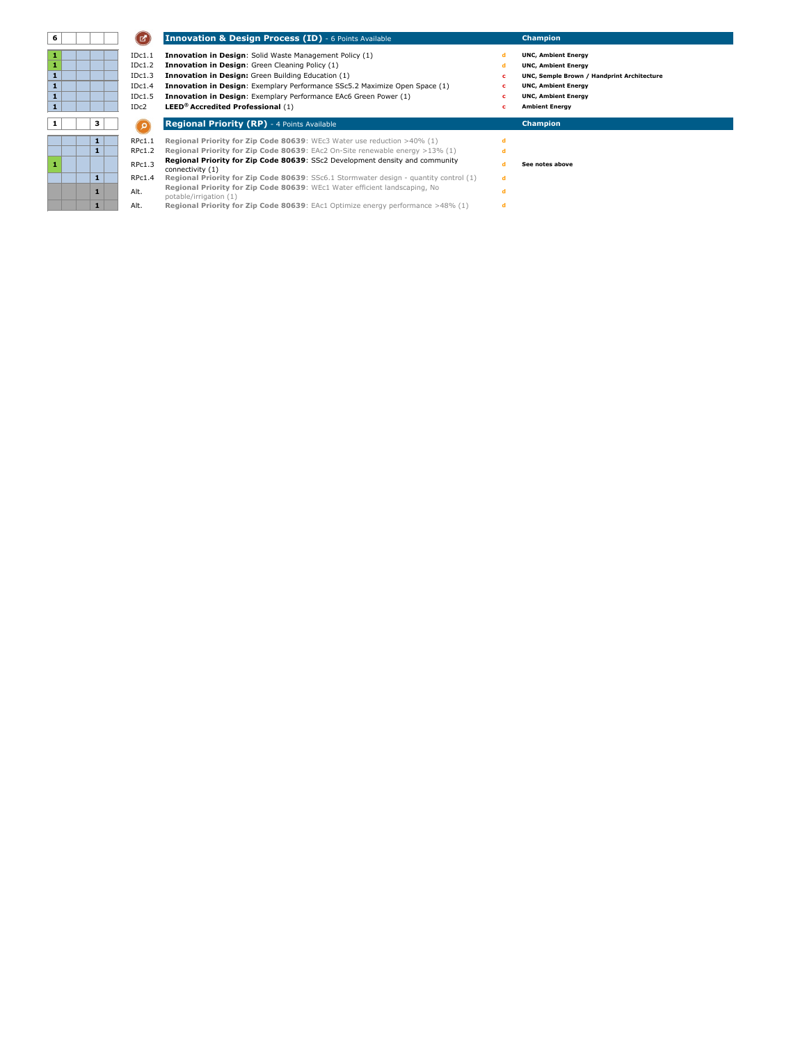| Y | ? | N | | | Innovation & Design Process (ID) - 6 Points Available | | Champion |
|---|---|---|---|---|---|---|---|
| 6 | | | | | | | |
| 1 | | | | IDc1.1 | **Innovation in Design**: Solid Waste Management Policy (1) | d | UNC, Ambient Energy |
| 1 | | | | IDc1.2 | **Innovation in Design**: Green Cleaning Policy (1) | d | UNC, Ambient Energy |
| 1 | | | | IDc1.3 | **Innovation in Design:** Green Building Education (1) | c | UNC, Semple Brown / Handprint Architecture |
| 1 | | | | IDc1.4 | **Innovation in Design**: Exemplary Performance SSc5.2 Maximize Open Space (1) | c | UNC, Ambient Energy |
| 1 | | | | IDc1.5 | **Innovation in Design**: Exemplary Performance EAc6 Green Power (1) | c | UNC, Ambient Energy |
| 1 | | | | IDc2 | **LEED® Accredited Professional** (1) | c | Ambient Energy |

| | | | | | Regional Priority (RP) - 4 Points Available | | Champion |
|---|---|---|---|---|---|---|---|
| 1 | | 3 | | | | | |
| | | 1 | | RPc1.1 | **Regional Priority for Zip Code 80639**: WEc3 Water use reduction >40% (1) | d | |
| | | 1 | | RPc1.2 | **Regional Priority for Zip Code 80639**: EAc2 On-Site renewable energy >13% (1) | d | |
| 1 | | | | RPc1.3 | **Regional Priority for Zip Code 80639**: SSc2 Development density and community connectivity (1) | d | See notes above |
| | | 1 | | RPc1.4 | **Regional Priority for Zip Code 80639**: SSc6.1 Stormwater design - quantity control (1) | d | |
| | | 1 | | Alt. | **Regional Priority for Zip Code 80639**: WEc1 Water efficient landscaping, No potable/irrigation (1) | d | |
| | | 1 | | Alt. | **Regional Priority for Zip Code 80639**: EAc1 Optimize energy performance >48% (1) | d | |